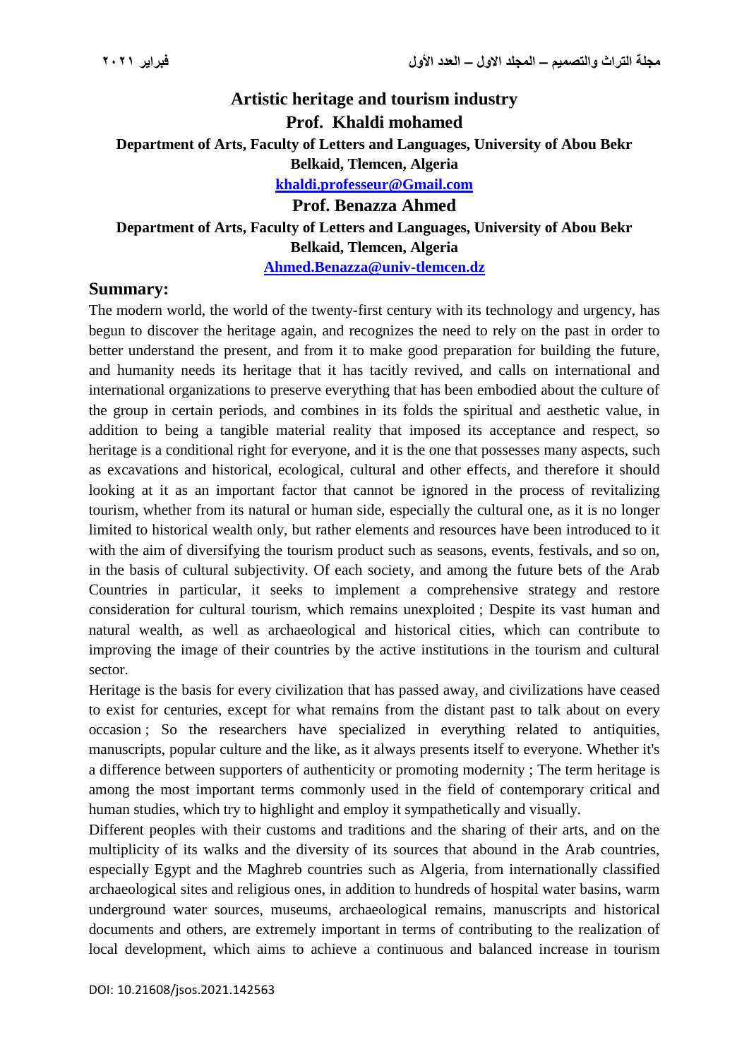# Artistic heritage and tourism industry

**Prof. Khaldi mohamed**

**Department of Arts, Faculty of Letters and Languages, University of Abou Bekr Belkaid, Tlemcen, Algeria**

**khaldi.professeur@Gmail.com**

**Prof. Benazza Ahmed**

**Department of Arts, Faculty of Letters and Languages, University of Abou Bekr Belkaid, Tlemcen, Algeria**

**Ahmed.Benazza@univ-tlemcen.dz**

## Summary:

The modern world, the world of the twenty-first century with its technology and urgency, has begun to discover the heritage again, and recognizes the need to rely on the past in order to better understand the present, and from it to make good preparation for building the future, and humanity needs its heritage that it has tacitly revived, and calls on international and international organizations to preserve everything that has been embodied about the culture of the group in certain periods, and combines in its folds the spiritual and aesthetic value, in addition to being a tangible material reality that imposed its acceptance and respect, so heritage is a conditional right for everyone, and it is the one that possesses many aspects, such as excavations and historical, ecological, cultural and other effects, and therefore it should looking at it as an important factor that cannot be ignored in the process of revitalizing tourism, whether from its natural or human side, especially the cultural one, as it is no longer limited to historical wealth only, but rather elements and resources have been introduced to it with the aim of diversifying the tourism product such as seasons, events, festivals, and so on, in the basis of cultural subjectivity. Of each society, and among the future bets of the Arab Countries in particular, it seeks to implement a comprehensive strategy and restore consideration for cultural tourism, which remains unexploited ; Despite its vast human and natural wealth, as well as archaeological and historical cities, which can contribute to improving the image of their countries by the active institutions in the tourism and cultural sector.

Heritage is the basis for every civilization that has passed away, and civilizations have ceased to exist for centuries, except for what remains from the distant past to talk about on every occasion ; So the researchers have specialized in everything related to antiquities, manuscripts, popular culture and the like, as it always presents itself to everyone. Whether it's a difference between supporters of authenticity or promoting modernity ; The term heritage is among the most important terms commonly used in the field of contemporary critical and human studies, which try to highlight and employ it sympathetically and visually.

Different peoples with their customs and traditions and the sharing of their arts, and on the multiplicity of its walks and the diversity of its sources that abound in the Arab countries, especially Egypt and the Maghreb countries such as Algeria, from internationally classified archaeological sites and religious ones, in addition to hundreds of hospital water basins, warm underground water sources, museums, archaeological remains, manuscripts and historical documents and others, are extremely important in terms of contributing to the realization of local development, which aims to achieve a continuous and balanced increase in tourism

DOI: 10.21608/jsos.2021.142563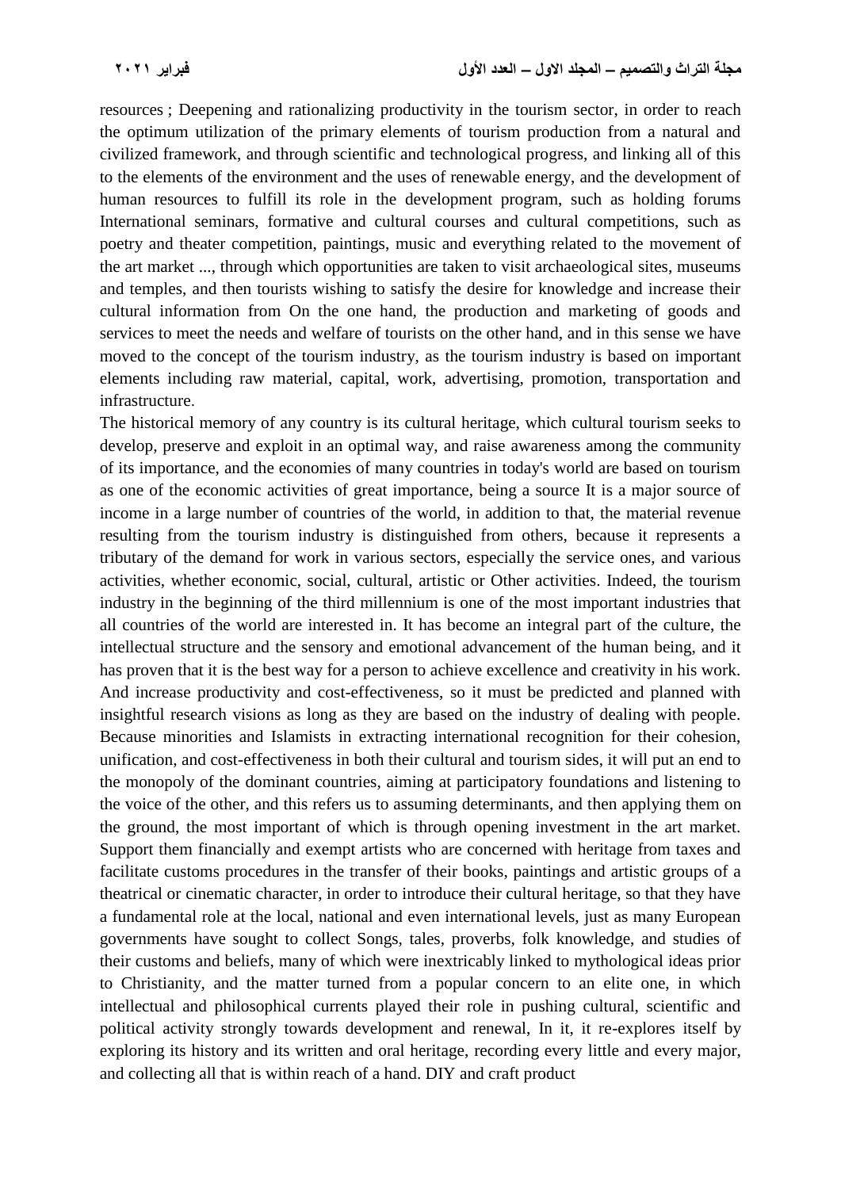resources ; Deepening and rationalizing productivity in the tourism sector, in order to reach the optimum utilization of the primary elements of tourism production from a natural and civilized framework, and through scientific and technological progress, and linking all of this to the elements of the environment and the uses of renewable energy, and the development of human resources to fulfill its role in the development program, such as holding forums International seminars, formative and cultural courses and cultural competitions, such as poetry and theater competition, paintings, music and everything related to the movement of the art market ..., through which opportunities are taken to visit archaeological sites, museums and temples, and then tourists wishing to satisfy the desire for knowledge and increase their cultural information from On the one hand, the production and marketing of goods and services to meet the needs and welfare of tourists on the other hand, and in this sense we have moved to the concept of the tourism industry, as the tourism industry is based on important elements including raw material, capital, work, advertising, promotion, transportation and infrastructure.

The historical memory of any country is its cultural heritage, which cultural tourism seeks to develop, preserve and exploit in an optimal way, and raise awareness among the community of its importance, and the economies of many countries in today's world are based on tourism as one of the economic activities of great importance, being a source It is a major source of income in a large number of countries of the world, in addition to that, the material revenue resulting from the tourism industry is distinguished from others, because it represents a tributary of the demand for work in various sectors, especially the service ones, and various activities, whether economic, social, cultural, artistic or Other activities. Indeed, the tourism industry in the beginning of the third millennium is one of the most important industries that all countries of the world are interested in. It has become an integral part of the culture, the intellectual structure and the sensory and emotional advancement of the human being, and it has proven that it is the best way for a person to achieve excellence and creativity in his work. And increase productivity and cost-effectiveness, so it must be predicted and planned with insightful research visions as long as they are based on the industry of dealing with people. Because minorities and Islamists in extracting international recognition for their cohesion, unification, and cost-effectiveness in both their cultural and tourism sides, it will put an end to the monopoly of the dominant countries, aiming at participatory foundations and listening to the voice of the other, and this refers us to assuming determinants, and then applying them on the ground, the most important of which is through opening investment in the art market. Support them financially and exempt artists who are concerned with heritage from taxes and facilitate customs procedures in the transfer of their books, paintings and artistic groups of a theatrical or cinematic character, in order to introduce their cultural heritage, so that they have a fundamental role at the local, national and even international levels, just as many European governments have sought to collect Songs, tales, proverbs, folk knowledge, and studies of their customs and beliefs, many of which were inextricably linked to mythological ideas prior to Christianity, and the matter turned from a popular concern to an elite one, in which intellectual and philosophical currents played their role in pushing cultural, scientific and political activity strongly towards development and renewal, In it, it re-explores itself by exploring its history and its written and oral heritage, recording every little and every major, and collecting all that is within reach of a hand. DIY and craft product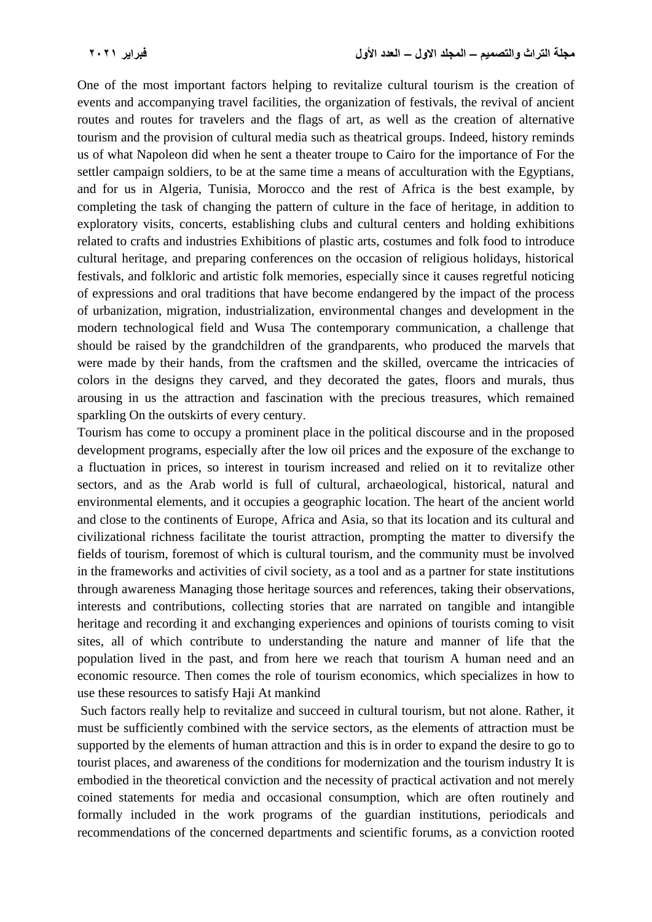One of the most important factors helping to revitalize cultural tourism is the creation of events and accompanying travel facilities, the organization of festivals, the revival of ancient routes and routes for travelers and the flags of art, as well as the creation of alternative tourism and the provision of cultural media such as theatrical groups. Indeed, history reminds us of what Napoleon did when he sent a theater troupe to Cairo for the importance of For the settler campaign soldiers, to be at the same time a means of acculturation with the Egyptians, and for us in Algeria, Tunisia, Morocco and the rest of Africa is the best example, by completing the task of changing the pattern of culture in the face of heritage, in addition to exploratory visits, concerts, establishing clubs and cultural centers and holding exhibitions related to crafts and industries Exhibitions of plastic arts, costumes and folk food to introduce cultural heritage, and preparing conferences on the occasion of religious holidays, historical festivals, and folkloric and artistic folk memories, especially since it causes regretful noticing of expressions and oral traditions that have become endangered by the impact of the process of urbanization, migration, industrialization, environmental changes and development in the modern technological field and Wusa The contemporary communication, a challenge that should be raised by the grandchildren of the grandparents, who produced the marvels that were made by their hands, from the craftsmen and the skilled, overcame the intricacies of colors in the designs they carved, and they decorated the gates, floors and murals, thus arousing in us the attraction and fascination with the precious treasures, which remained sparkling On the outskirts of every century.

Tourism has come to occupy a prominent place in the political discourse and in the proposed development programs, especially after the low oil prices and the exposure of the exchange to a fluctuation in prices, so interest in tourism increased and relied on it to revitalize other sectors, and as the Arab world is full of cultural, archaeological, historical, natural and environmental elements, and it occupies a geographic location. The heart of the ancient world and close to the continents of Europe, Africa and Asia, so that its location and its cultural and civilizational richness facilitate the tourist attraction, prompting the matter to diversify the fields of tourism, foremost of which is cultural tourism, and the community must be involved in the frameworks and activities of civil society, as a tool and as a partner for state institutions through awareness Managing those heritage sources and references, taking their observations, interests and contributions, collecting stories that are narrated on tangible and intangible heritage and recording it and exchanging experiences and opinions of tourists coming to visit sites, all of which contribute to understanding the nature and manner of life that the population lived in the past, and from here we reach that tourism A human need and an economic resource. Then comes the role of tourism economics, which specializes in how to use these resources to satisfy Haji At mankind

Such factors really help to revitalize and succeed in cultural tourism, but not alone. Rather, it must be sufficiently combined with the service sectors, as the elements of attraction must be supported by the elements of human attraction and this is in order to expand the desire to go to tourist places, and awareness of the conditions for modernization and the tourism industry It is embodied in the theoretical conviction and the necessity of practical activation and not merely coined statements for media and occasional consumption, which are often routinely and formally included in the work programs of the guardian institutions, periodicals and recommendations of the concerned departments and scientific forums, as a conviction rooted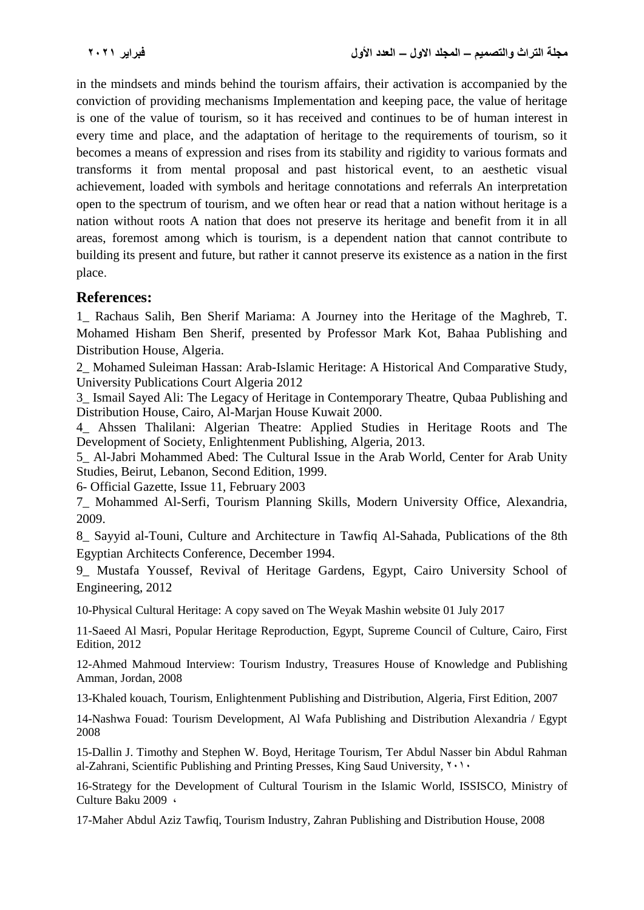in the mindsets and minds behind the tourism affairs, their activation is accompanied by the conviction of providing mechanisms Implementation and keeping pace, the value of heritage is one of the value of tourism, so it has received and continues to be of human interest in every time and place, and the adaptation of heritage to the requirements of tourism, so it becomes a means of expression and rises from its stability and rigidity to various formats and transforms it from mental proposal and past historical event, to an aesthetic visual achievement, loaded with symbols and heritage connotations and referrals An interpretation open to the spectrum of tourism, and we often hear or read that a nation without heritage is a nation without roots A nation that does not preserve its heritage and benefit from it in all areas, foremost among which is tourism, is a dependent nation that cannot contribute to building its present and future, but rather it cannot preserve its existence as a nation in the first place.

## References:

1_ Rachaus Salih, Ben Sherif Mariama: A Journey into the Heritage of the Maghreb, T. Mohamed Hisham Ben Sherif, presented by Professor Mark Kot, Bahaa Publishing and Distribution House, Algeria.

2_ Mohamed Suleiman Hassan: Arab-Islamic Heritage: A Historical And Comparative Study, University Publications Court Algeria 2012

3_ Ismail Sayed Ali: The Legacy of Heritage in Contemporary Theatre, Qubaa Publishing and Distribution House, Cairo, Al-Marjan House Kuwait 2000.

4_ Ahssen Thalilani: Algerian Theatre: Applied Studies in Heritage Roots and The Development of Society, Enlightenment Publishing, Algeria, 2013.

5_ Al-Jabri Mohammed Abed: The Cultural Issue in the Arab World, Center for Arab Unity Studies, Beirut, Lebanon, Second Edition, 1999.

6- Official Gazette, Issue 11, February 2003

7_ Mohammed Al-Serfi, Tourism Planning Skills, Modern University Office, Alexandria, 2009.

8_ Sayyid al-Touni, Culture and Architecture in Tawfiq Al-Sahada, Publications of the 8th Egyptian Architects Conference, December 1994.

9_ Mustafa Youssef, Revival of Heritage Gardens, Egypt, Cairo University School of Engineering, 2012

10-Physical Cultural Heritage: A copy saved on The Weyak Mashin website 01 July 2017

11-Saeed Al Masri, Popular Heritage Reproduction, Egypt, Supreme Council of Culture, Cairo, First Edition, 2012

12-Ahmed Mahmoud Interview: Tourism Industry, Treasures House of Knowledge and Publishing Amman, Jordan, 2008

13-Khaled kouach, Tourism, Enlightenment Publishing and Distribution, Algeria, First Edition, 2007

14-Nashwa Fouad: Tourism Development, Al Wafa Publishing and Distribution Alexandria / Egypt 2008

15-Dallin J. Timothy and Stephen W. Boyd, Heritage Tourism, Ter Abdul Nasser bin Abdul Rahman al-Zahrani, Scientific Publishing and Printing Presses, King Saud University, ٢٠١٠

16-Strategy for the Development of Cultural Tourism in the Islamic World, ISSISCO, Ministry of Culture Baku 2009 ،

17-Maher Abdul Aziz Tawfiq, Tourism Industry, Zahran Publishing and Distribution House, 2008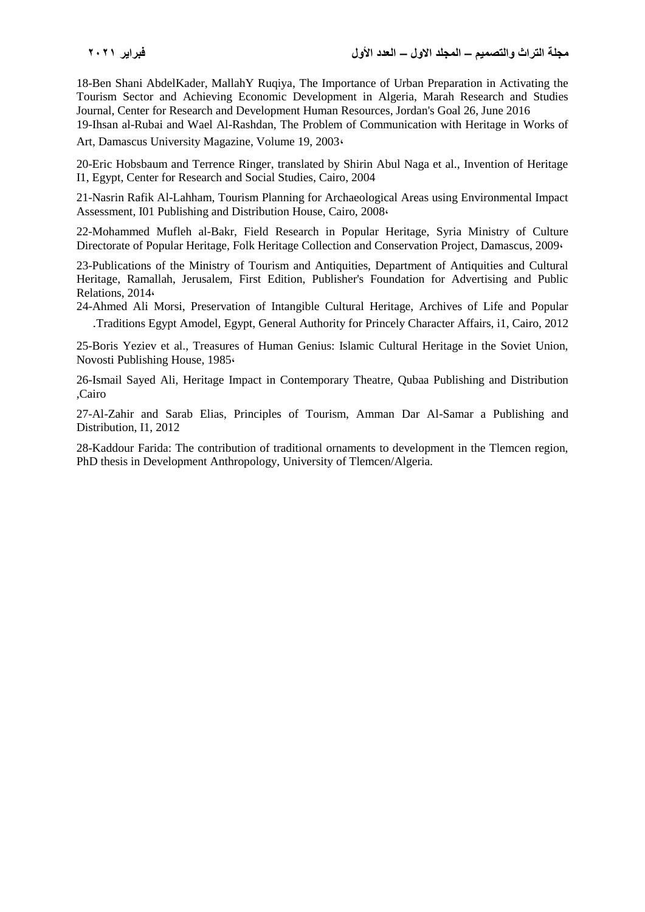18-Ben Shani AbdelKader, MallahY Ruqiya, The Importance of Urban Preparation in Activating the Tourism Sector and Achieving Economic Development in Algeria, Marah Research and Studies Journal, Center for Research and Development Human Resources, Jordan's Goal 26, June 2016

19-Ihsan al-Rubai and Wael Al-Rashdan, The Problem of Communication with Heritage in Works of Art, Damascus University Magazine, Volume 19, 2003،

20-Eric Hobsbaum and Terrence Ringer, translated by Shirin Abul Naga et al., Invention of Heritage I1, Egypt, Center for Research and Social Studies, Cairo, 2004

21-Nasrin Rafik Al-Lahham, Tourism Planning for Archaeological Areas using Environmental Impact Assessment, I01 Publishing and Distribution House, Cairo, 2008،

22-Mohammed Mufleh al-Bakr, Field Research in Popular Heritage, Syria Ministry of Culture Directorate of Popular Heritage, Folk Heritage Collection and Conservation Project, Damascus, 2009،

23-Publications of the Ministry of Tourism and Antiquities, Department of Antiquities and Cultural Heritage, Ramallah, Jerusalem, First Edition, Publisher's Foundation for Advertising and Public Relations, 2014،

24-Ahmed Ali Morsi, Preservation of Intangible Cultural Heritage, Archives of Life and Popular .Traditions Egypt Amodel, Egypt, General Authority for Princely Character Affairs, i1, Cairo, 2012

25-Boris Yeziev et al., Treasures of Human Genius: Islamic Cultural Heritage in the Soviet Union, Novosti Publishing House, 1985،

26-Ismail Sayed Ali, Heritage Impact in Contemporary Theatre, Qubaa Publishing and Distribution ,Cairo

27-Al-Zahir and Sarab Elias, Principles of Tourism, Amman Dar Al-Samar a Publishing and Distribution, I1, 2012

28-Kaddour Farida: The contribution of traditional ornaments to development in the Tlemcen region, PhD thesis in Development Anthropology, University of Tlemcen/Algeria.